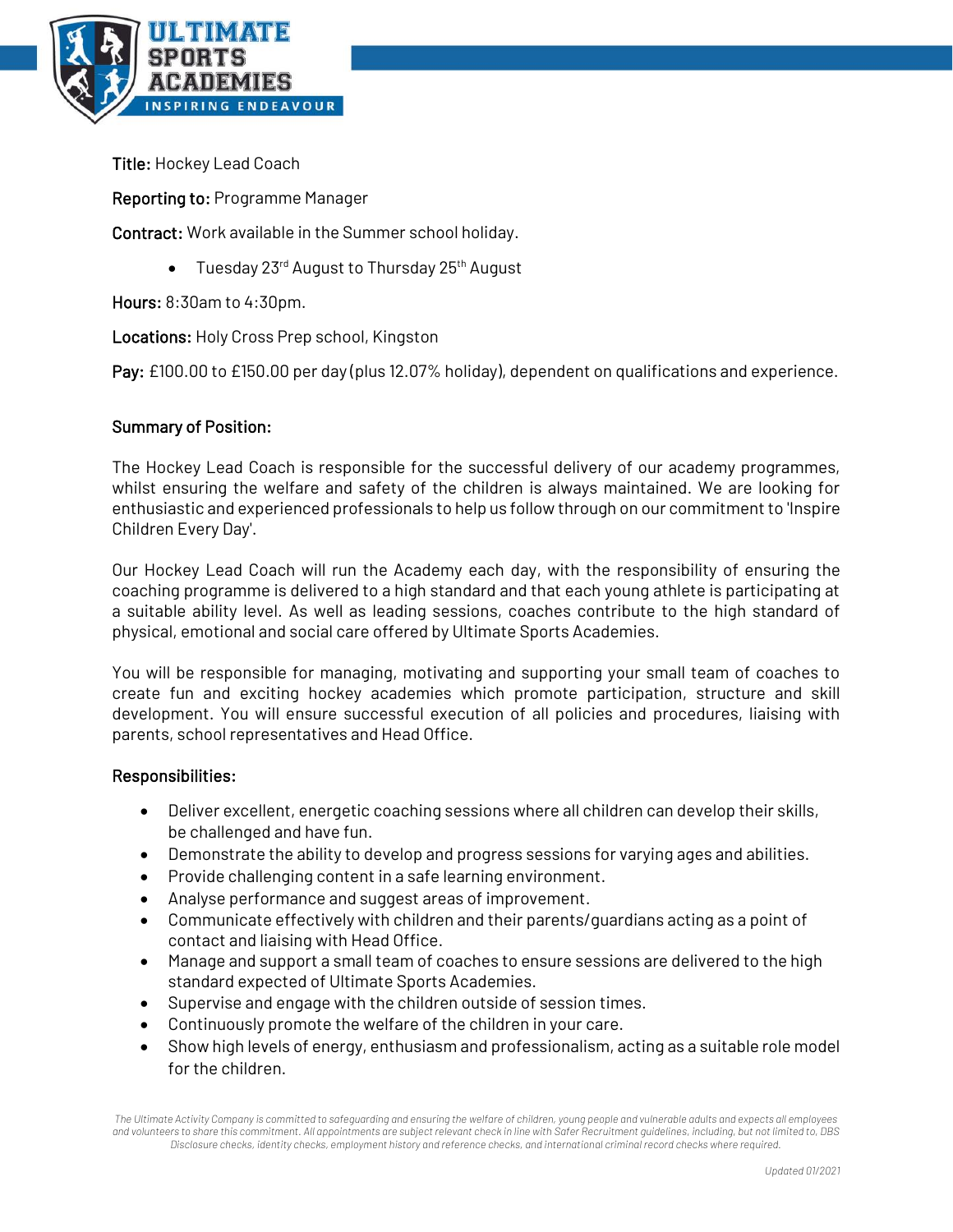**Title:** Hockey Lead Coach

**Reporting to:** Programme Manager

**Contract:** Work available in the Summer school holiday.

- Tuesday 23rd August to Thursday 25th August

**Hours:** 8:30am to 4:30pm.

**Locations:** Holy Cross Prep school, Kingston

**Pay:** £100.00 to £150.00 per day (plus 12.07% holiday), dependent on qualifications and experience.

## Summary of Position:

The Hockey Lead Coach is responsible for the successful delivery of our academy programmes, whilst ensuring the welfare and safety of the children is always maintained. We are looking for enthusiastic and experienced professionals to help us follow through on our commitment to 'Inspire Children Every Day'.

Our Hockey Lead Coach will run the Academy each day, with the responsibility of ensuring the coaching programme is delivered to a high standard and that each young athlete is participating at a suitable ability level. As well as leading sessions, coaches contribute to the high standard of physical, emotional and social care offered by Ultimate Sports Academies.

You will be responsible for managing, motivating and supporting your small team of coaches to create fun and exciting hockey academies which promote participation, structure and skill development. You will ensure successful execution of all policies and procedures, liaising with parents, school representatives and Head Office.

## Responsibilities:

- Deliver excellent, energetic coaching sessions where all children can develop their skills, be challenged and have fun.
- Demonstrate the ability to develop and progress sessions for varying ages and abilities.
- Provide challenging content in a safe learning environment.
- Analyse performance and suggest areas of improvement.
- Communicate effectively with children and their parents/guardians acting as a point of contact and liaising with Head Office.
- Manage and support a small team of coaches to ensure sessions are delivered to the high standard expected of Ultimate Sports Academies.
- Supervise and engage with the children outside of session times.
- Continuously promote the welfare of the children in your care.
- Show high levels of energy, enthusiasm and professionalism, acting as a suitable role model for the children.

*The Ultimate Activity Company is committed to safeguarding and ensuring the welfare of children, young people and vulnerable adults and expects all employees and volunteers to share this commitment. All appointments are subject relevant check in line with Safer Recruitment guidelines, including, but not limited to, DBS Disclosure checks, identity checks, employment history and reference checks, and international criminal record checks where required.*

*Updated 01/2021*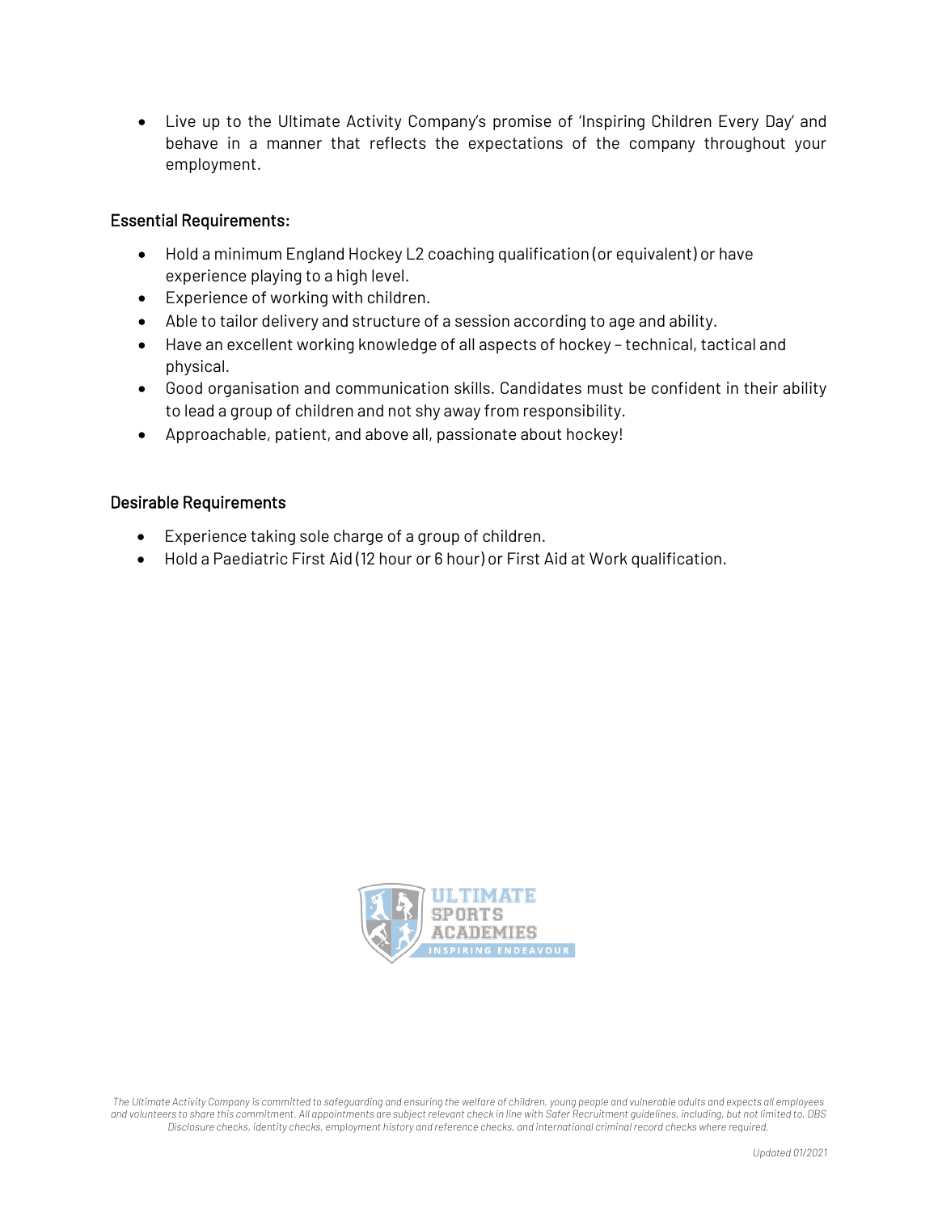- Live up to the Ultimate Activity Company's promise of 'Inspiring Children Every Day' and behave in a manner that reflects the expectations of the company throughout your employment.

## Essential Requirements:

- Hold a minimum England Hockey L2 coaching qualification (or equivalent) or have experience playing to a high level.
- Experience of working with children.
- Able to tailor delivery and structure of a session according to age and ability.
- Have an excellent working knowledge of all aspects of hockey – technical, tactical and physical.
- Good organisation and communication skills. Candidates must be confident in their ability to lead a group of children and not shy away from responsibility.
- Approachable, patient, and above all, passionate about hockey!

## Desirable Requirements

- Experience taking sole charge of a group of children.
- Hold a Paediatric First Aid (12 hour or 6 hour) or First Aid at Work qualification.

ULTIMATE SPORTS ACADEMIES
INSPIRING ENDEAVOUR

*The Ultimate Activity Company is committed to safeguarding and ensuring the welfare of children, young people and vulnerable adults and expects all employees and volunteers to share this commitment. All appointments are subject relevant check in line with Safer Recruitment guidelines, including, but not limited to, DBS Disclosure checks, identity checks, employment history and reference checks, and international criminal record checks where required.*

*Updated 01/2021*